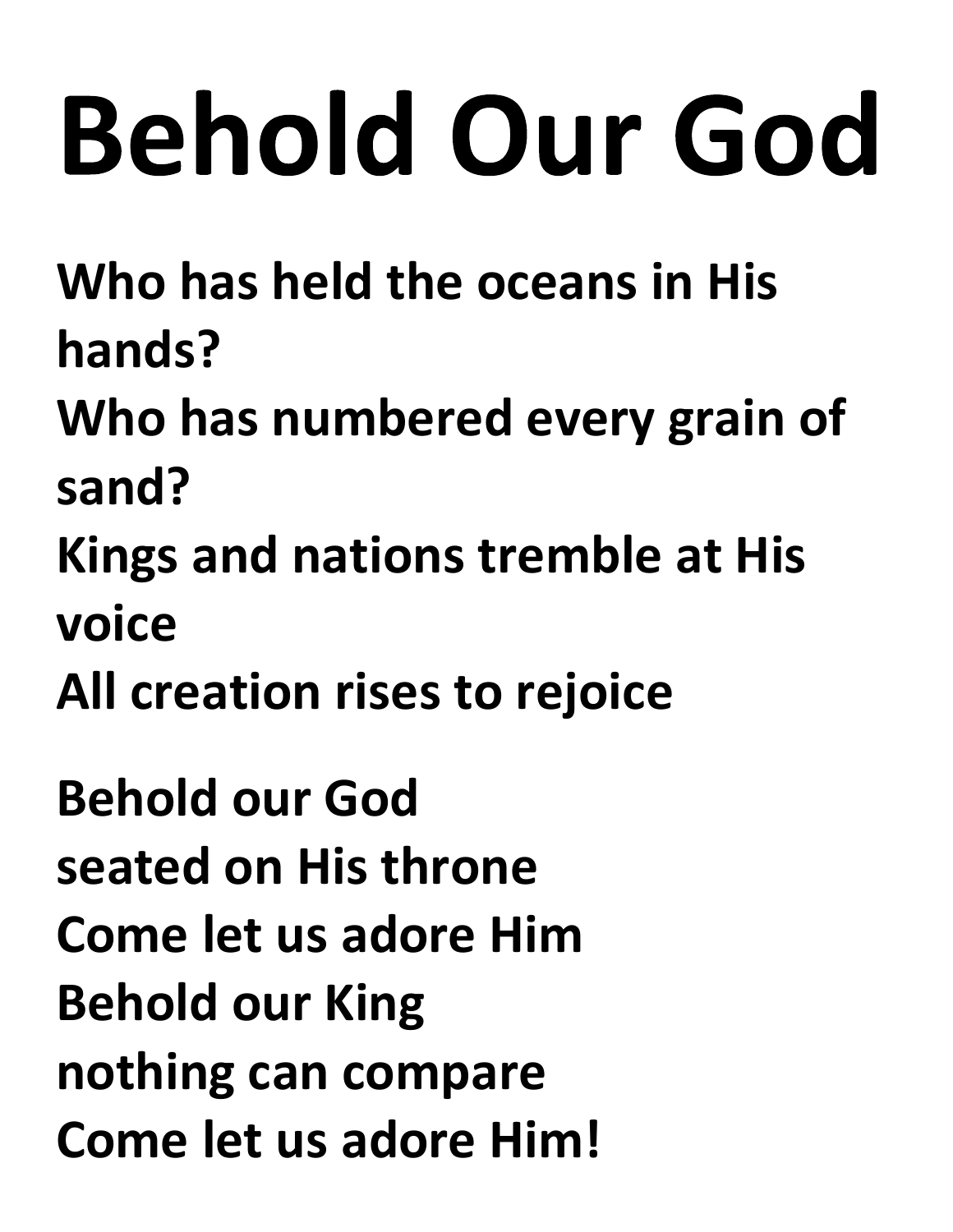# Behold Our God

**Who has held the oceans in His hands?**
**Who has numbered every grain of sand?**
**Kings and nations tremble at His voice**
**All creation rises to rejoice**

**Behold our God**
**seated on His throne**
**Come let us adore Him**
**Behold our King**
**nothing can compare**
**Come let us adore Him!**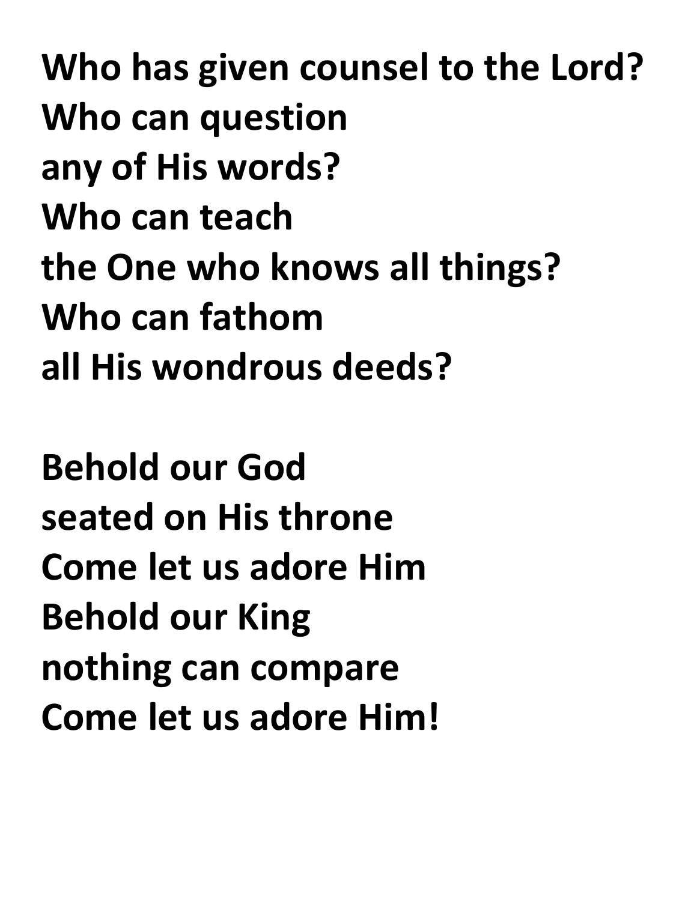**Who has given counsel to the Lord?**
**Who can question**
**any of His words?**
**Who can teach**
**the One who knows all things?**
**Who can fathom**
**all His wondrous deeds?**

**Behold our God**
**seated on His throne**
**Come let us adore Him**
**Behold our King**
**nothing can compare**
**Come let us adore Him!**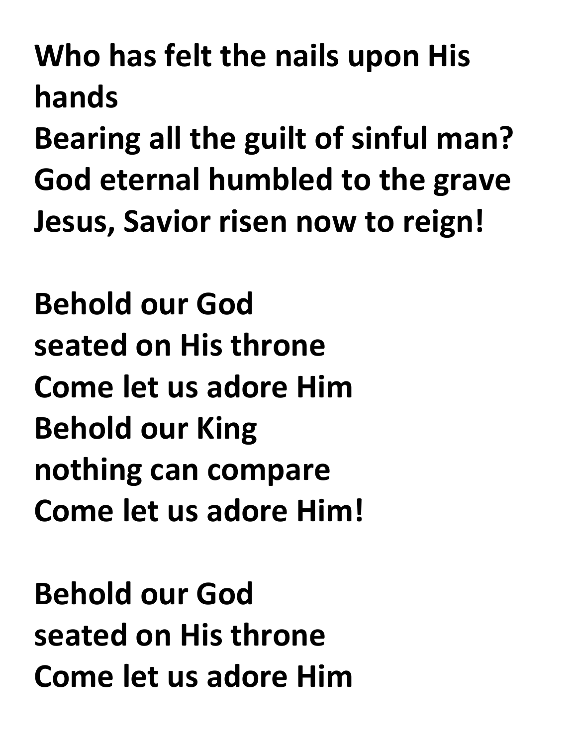**Who has felt the nails upon His hands**
**Bearing all the guilt of sinful man?**
**God eternal humbled to the grave**
**Jesus, Savior risen now to reign!**

**Behold our God**
**seated on His throne**
**Come let us adore Him**
**Behold our King**
**nothing can compare**
**Come let us adore Him!**

**Behold our God**
**seated on His throne**
**Come let us adore Him**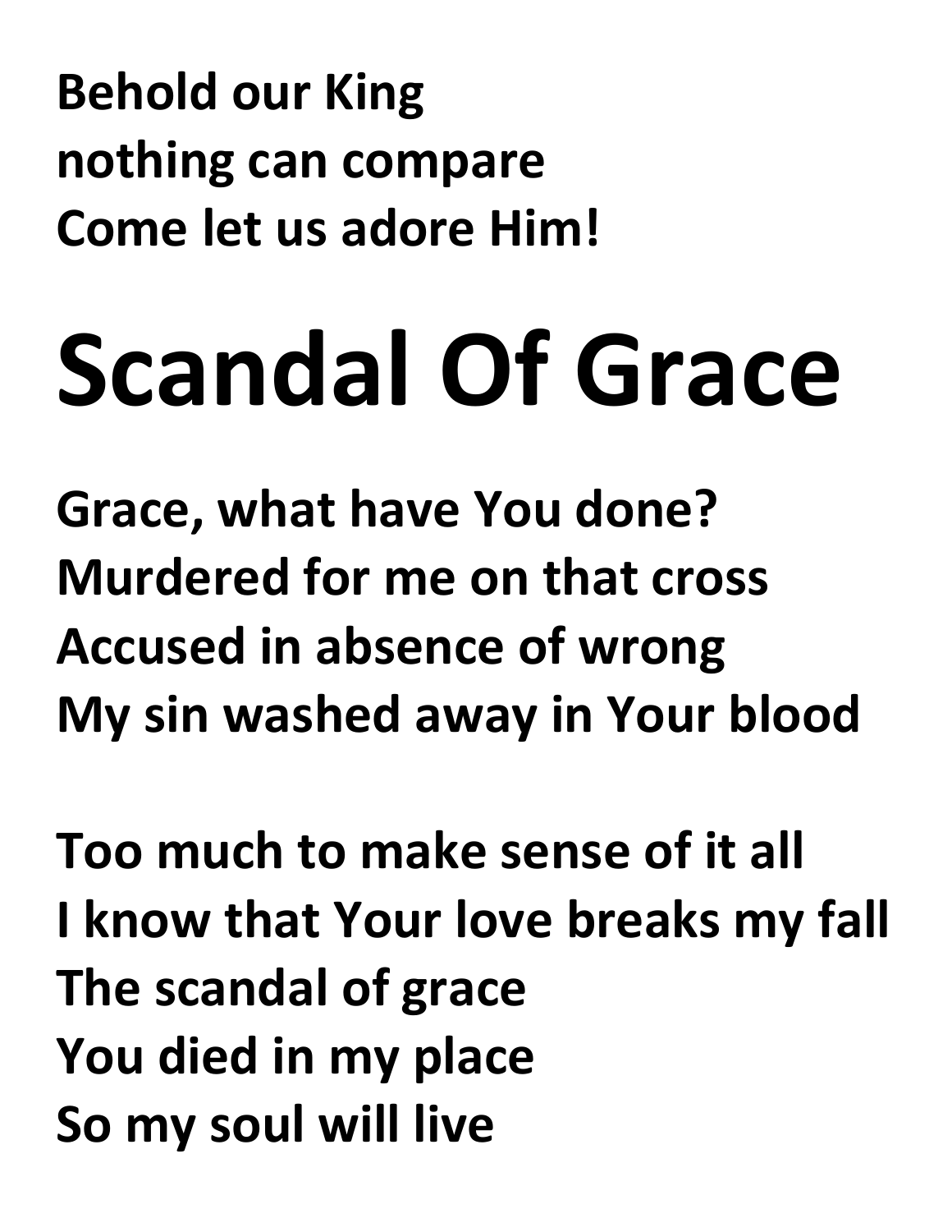**Behold our King**
**nothing can compare**
**Come let us adore Him!**

# Scandal Of Grace

**Grace, what have You done?**
**Murdered for me on that cross**
**Accused in absence of wrong**
**My sin washed away in Your blood**

**Too much to make sense of it all**
**I know that Your love breaks my fall**
**The scandal of grace**
**You died in my place**
**So my soul will live**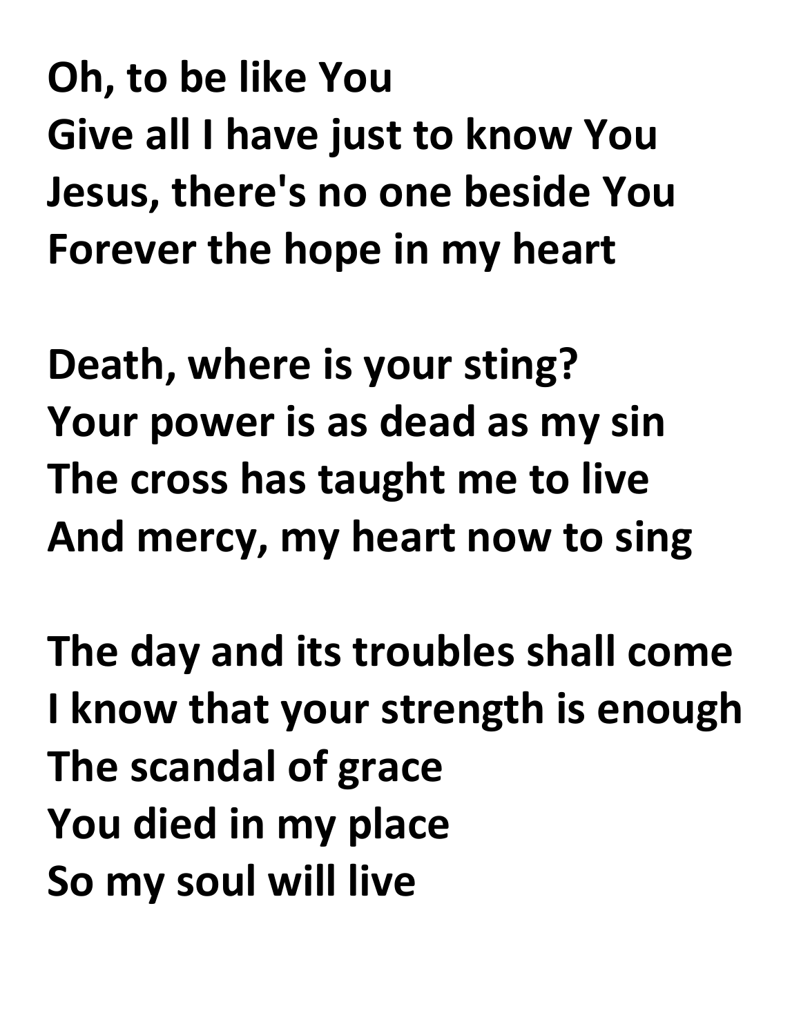**Oh, to be like You**
**Give all I have just to know You**
**Jesus, there's no one beside You**
**Forever the hope in my heart**

**Death, where is your sting?**
**Your power is as dead as my sin**
**The cross has taught me to live**
**And mercy, my heart now to sing**

**The day and its troubles shall come**
**I know that your strength is enough**
**The scandal of grace**
**You died in my place**
**So my soul will live**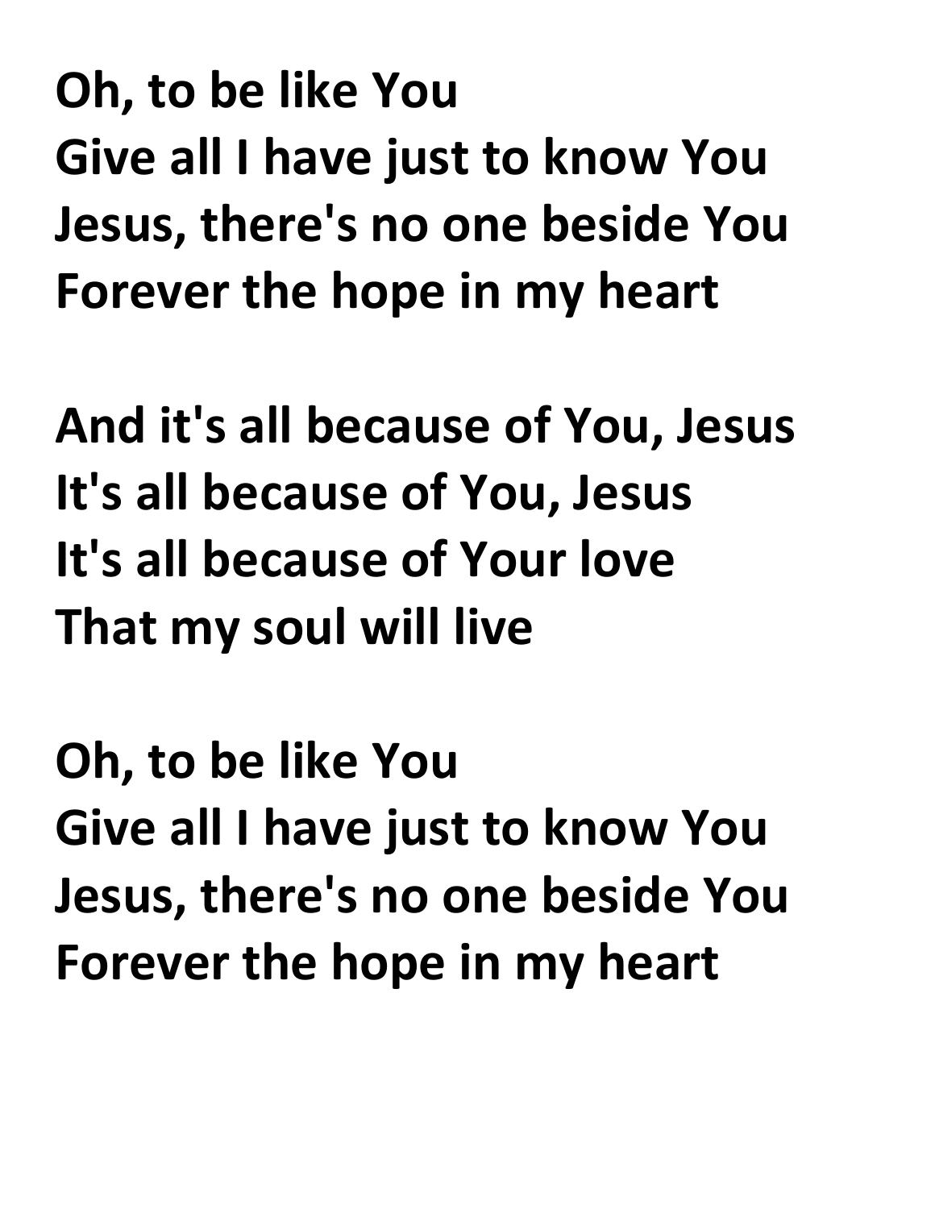**Oh, to be like You**
**Give all I have just to know You**
**Jesus, there's no one beside You**
**Forever the hope in my heart**

**And it's all because of You, Jesus**
**It's all because of You, Jesus**
**It's all because of Your love**
**That my soul will live**

**Oh, to be like You**
**Give all I have just to know You**
**Jesus, there's no one beside You**
**Forever the hope in my heart**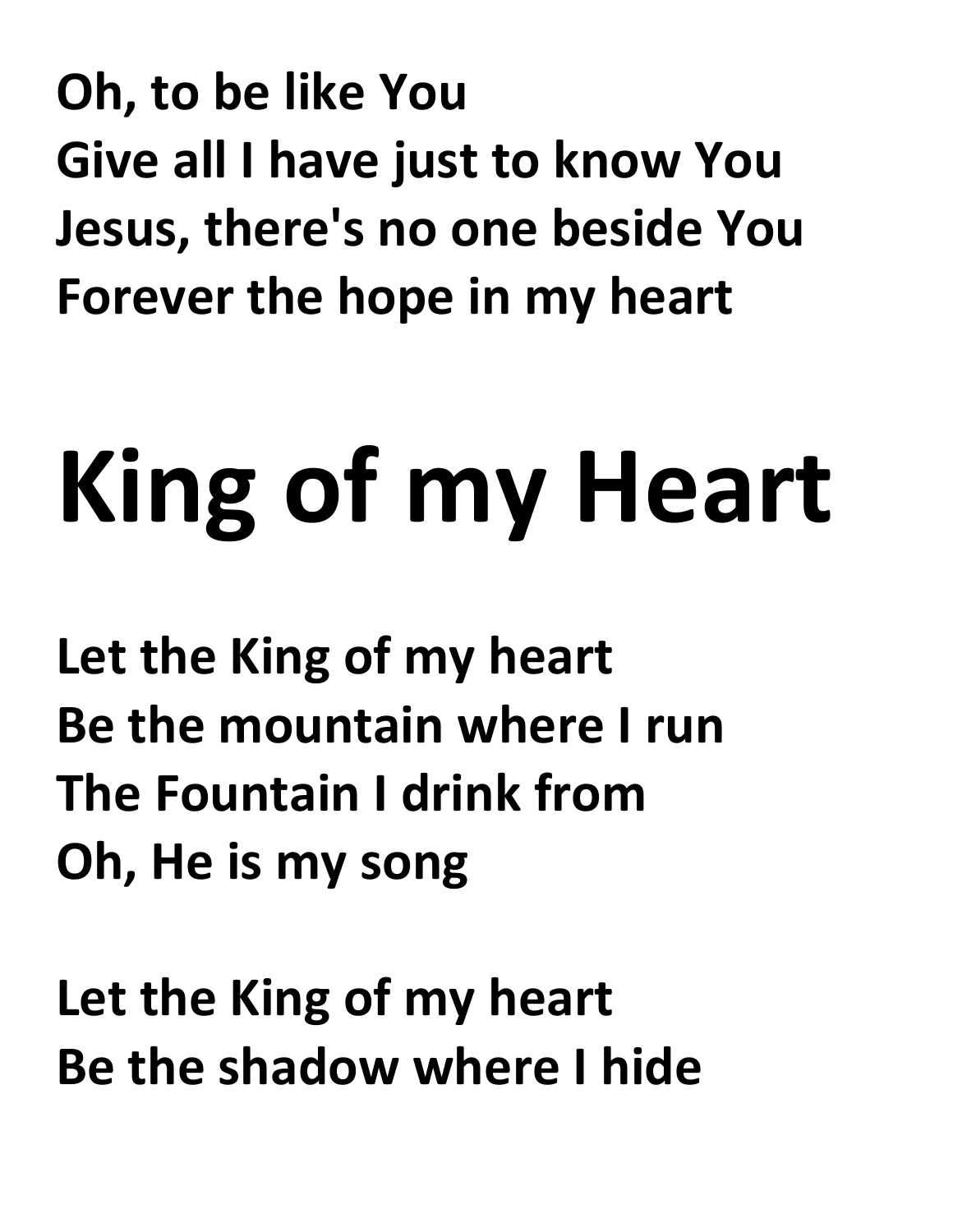**Oh, to be like You**
**Give all I have just to know You**
**Jesus, there's no one beside You**
**Forever the hope in my heart**

# King of my Heart

**Let the King of my heart**
**Be the mountain where I run**
**The Fountain I drink from**
**Oh, He is my song**

**Let the King of my heart**
**Be the shadow where I hide**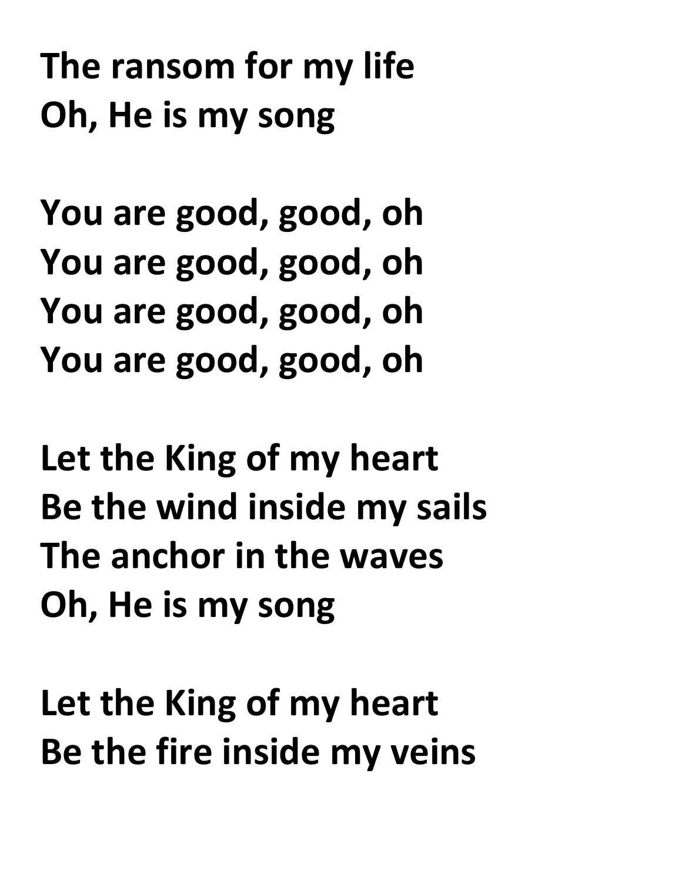**The ransom for my life**
**Oh, He is my song**

**You are good, good, oh**
**You are good, good, oh**
**You are good, good, oh**
**You are good, good, oh**

**Let the King of my heart**
**Be the wind inside my sails**
**The anchor in the waves**
**Oh, He is my song**

**Let the King of my heart**
**Be the fire inside my veins**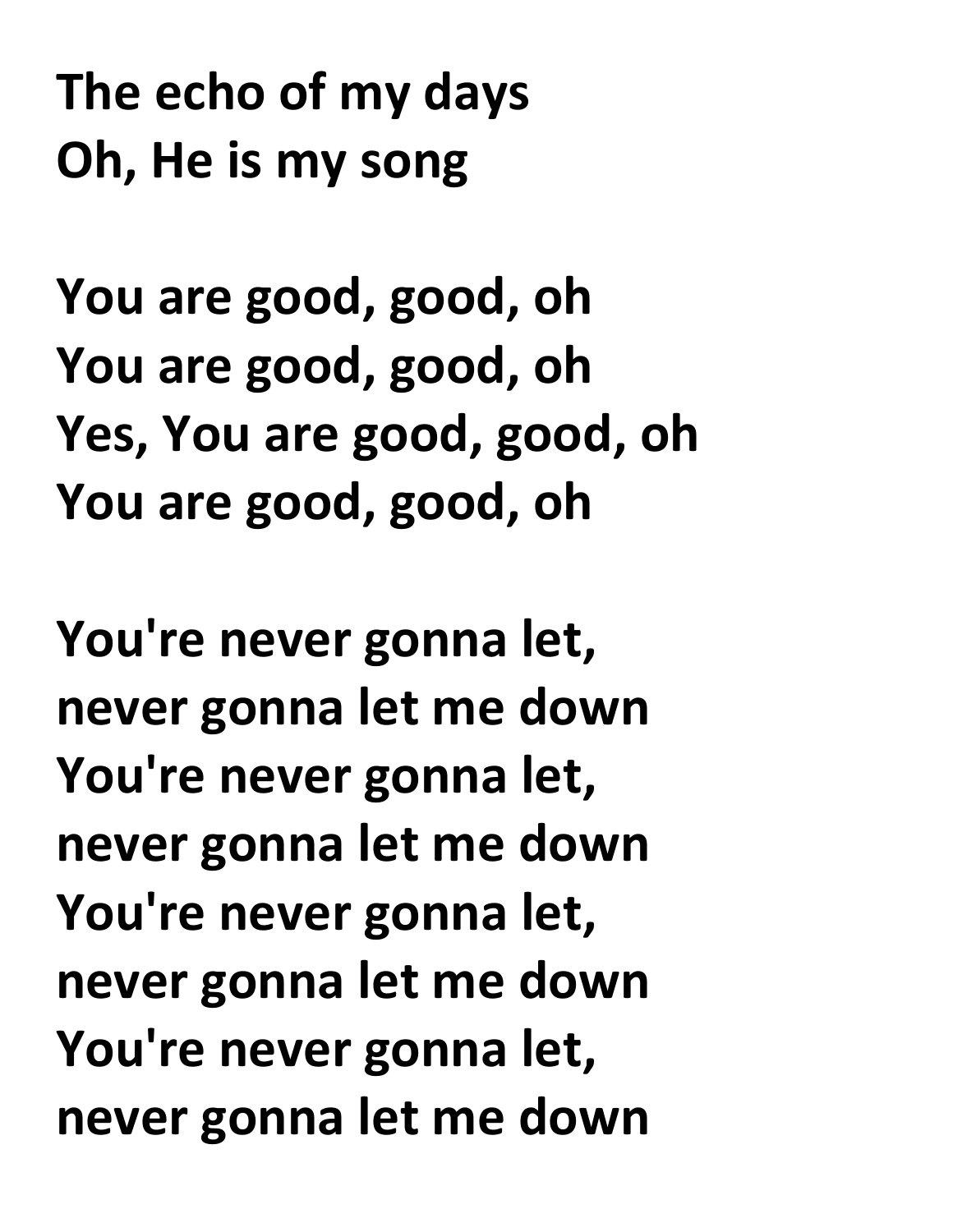**The echo of my days**
**Oh, He is my song**

**You are good, good, oh**
**You are good, good, oh**
**Yes, You are good, good, oh**
**You are good, good, oh**

**You're never gonna let,**
**never gonna let me down**
**You're never gonna let,**
**never gonna let me down**
**You're never gonna let,**
**never gonna let me down**
**You're never gonna let,**
**never gonna let me down**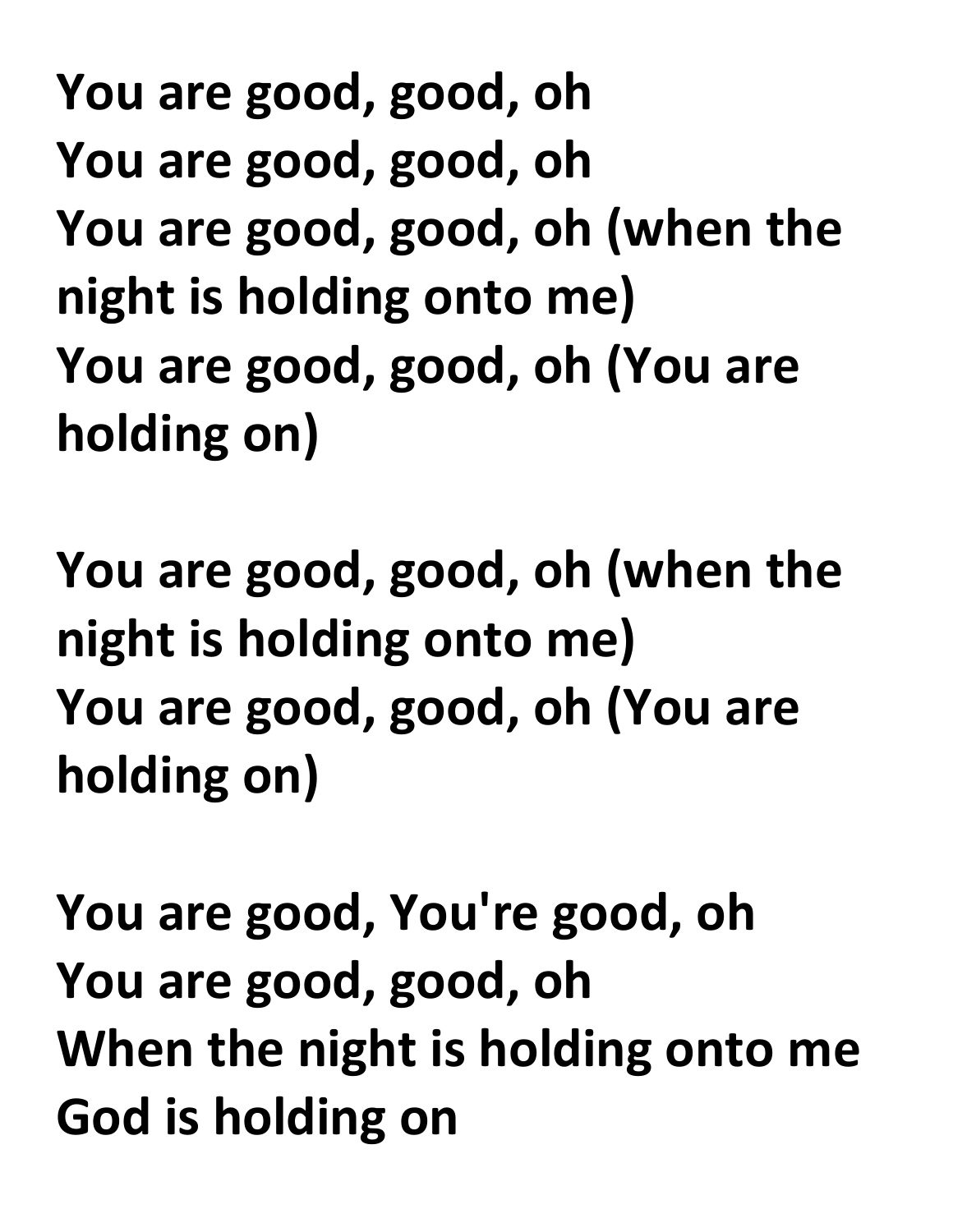**You are good, good, oh**
**You are good, good, oh**
**You are good, good, oh (when the night is holding onto me)**
**You are good, good, oh (You are holding on)**

**You are good, good, oh (when the night is holding onto me)**
**You are good, good, oh (You are holding on)**

**You are good, You're good, oh**
**You are good, good, oh**
**When the night is holding onto me**
**God is holding on**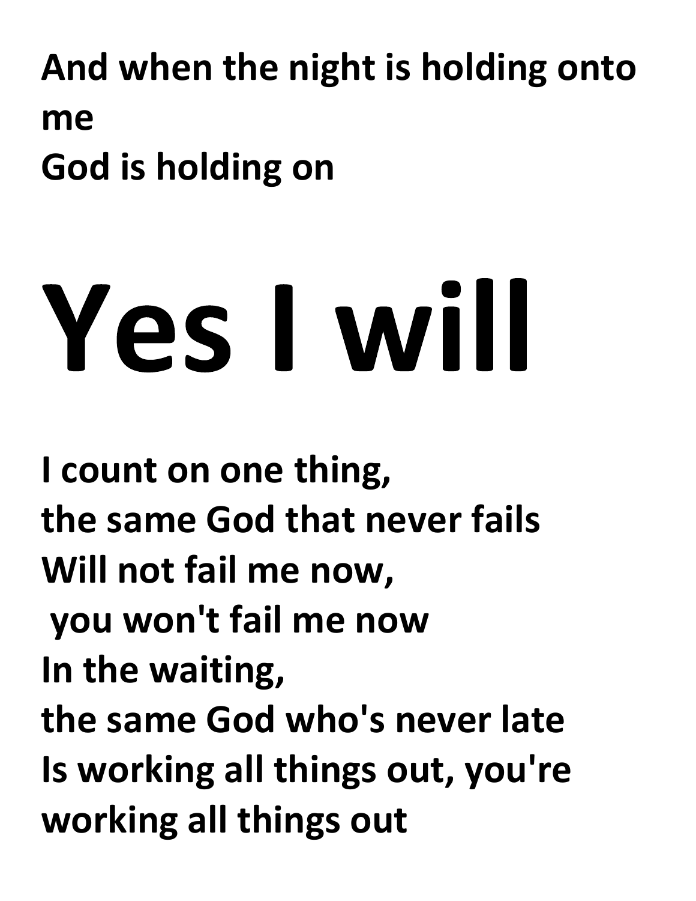**And when the night is holding onto me**
**God is holding on**

# Yes I will

**I count on one thing,**
**the same God that never fails**
**Will not fail me now,**
**you won't fail me now**
**In the waiting,**
**the same God who's never late**
**Is working all things out, you're working all things out**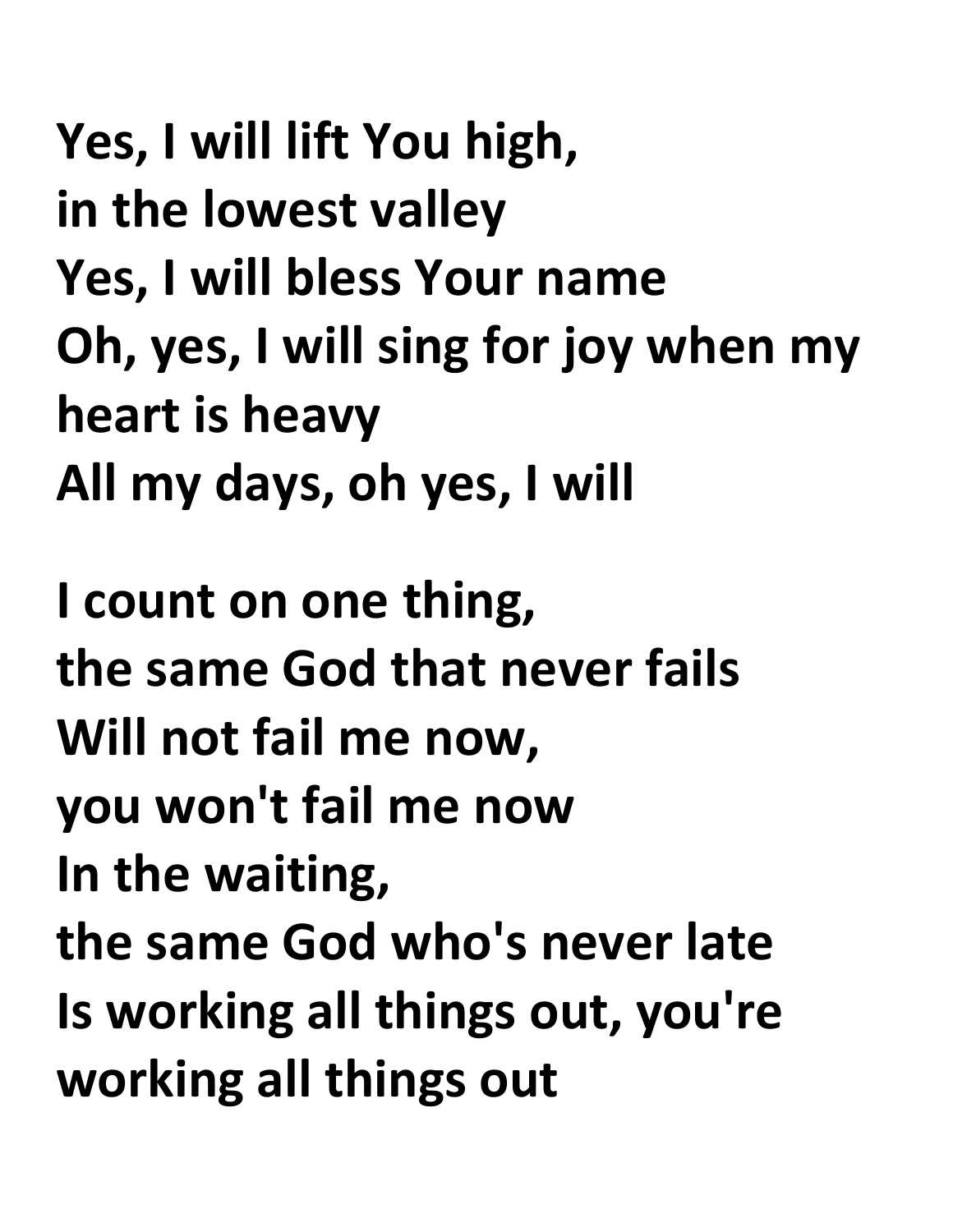**Yes, I will lift You high,**
**in the lowest valley**
**Yes, I will bless Your name**
**Oh, yes, I will sing for joy when my heart is heavy**
**All my days, oh yes, I will**

**I count on one thing,**
**the same God that never fails**
**Will not fail me now,**
**you won't fail me now**
**In the waiting,**
**the same God who's never late**
**Is working all things out, you're working all things out**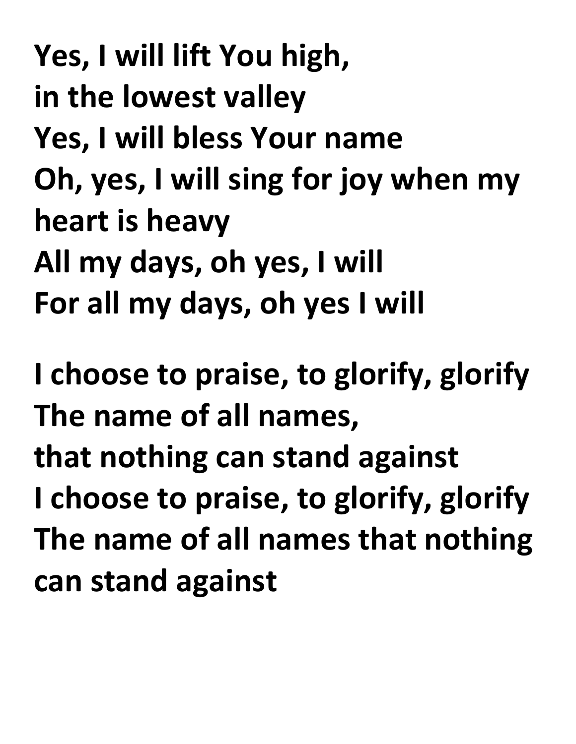**Yes, I will lift You high,**
**in the lowest valley**
**Yes, I will bless Your name**
**Oh, yes, I will sing for joy when my heart is heavy**
**All my days, oh yes, I will**
**For all my days, oh yes I will**

**I choose to praise, to glorify, glorify**
**The name of all names,**
**that nothing can stand against**
**I choose to praise, to glorify, glorify**
**The name of all names that nothing can stand against**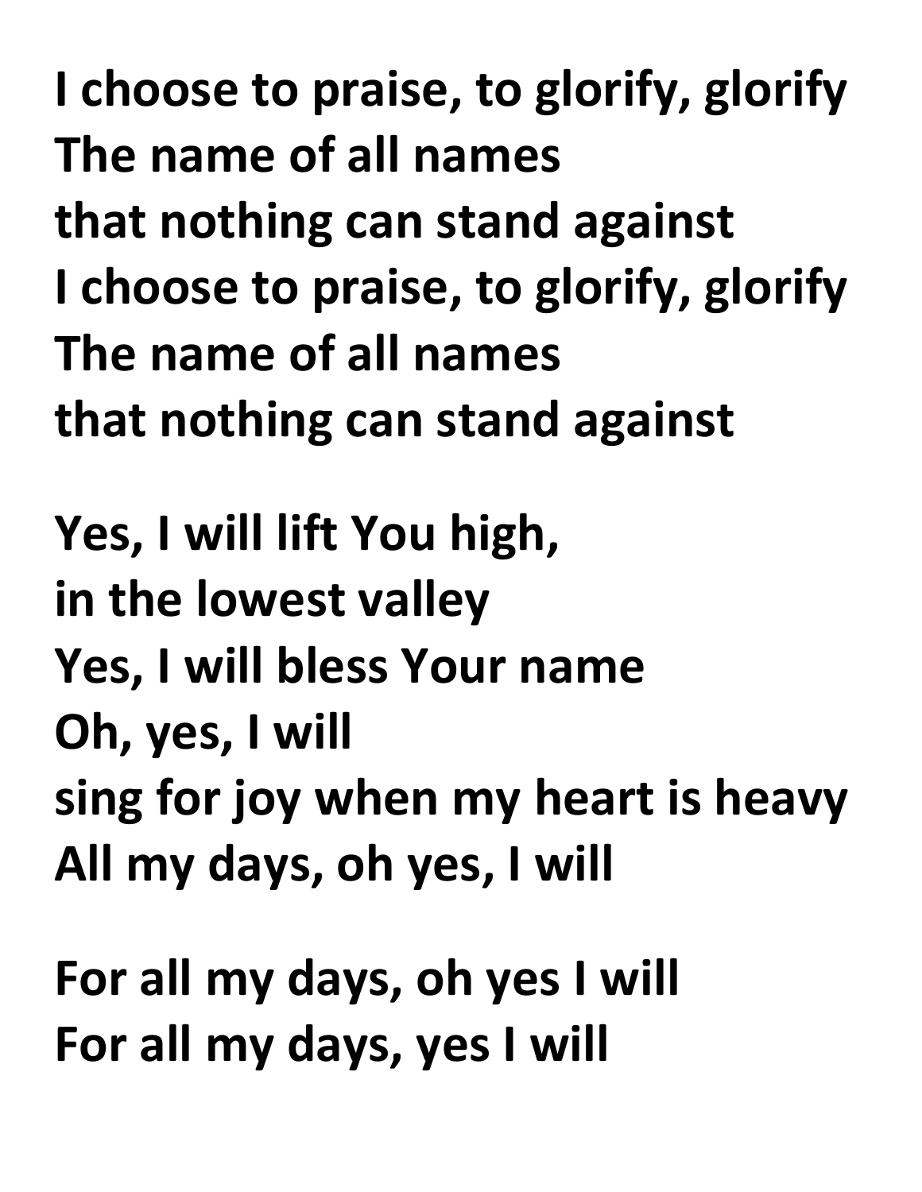**I choose to praise, to glorify, glorify**
**The name of all names**
**that nothing can stand against**
**I choose to praise, to glorify, glorify**
**The name of all names**
**that nothing can stand against**

**Yes, I will lift You high,**
**in the lowest valley**
**Yes, I will bless Your name**
**Oh, yes, I will**
**sing for joy when my heart is heavy**
**All my days, oh yes, I will**

**For all my days, oh yes I will**
**For all my days, yes I will**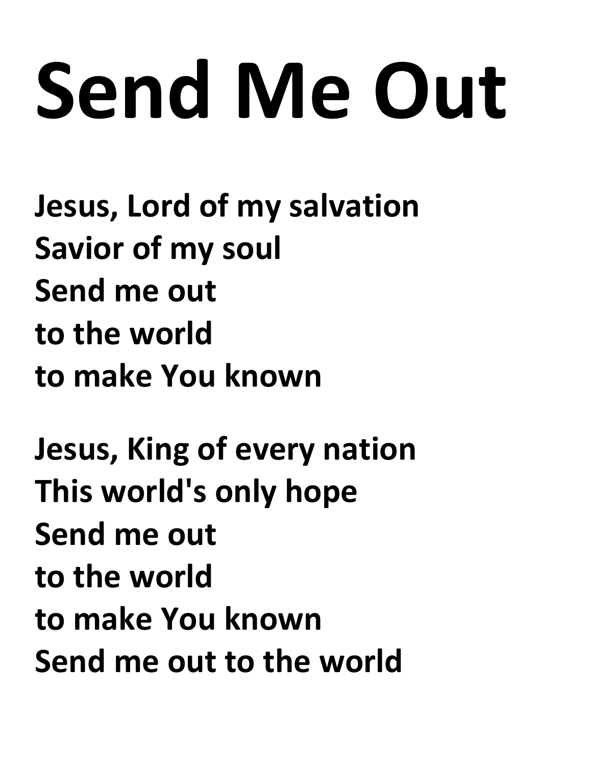# Send Me Out

**Jesus, Lord of my salvation**
**Savior of my soul**
**Send me out**
**to the world**
**to make You known**

**Jesus, King of every nation**
**This world's only hope**
**Send me out**
**to the world**
**to make You known**
**Send me out to the world**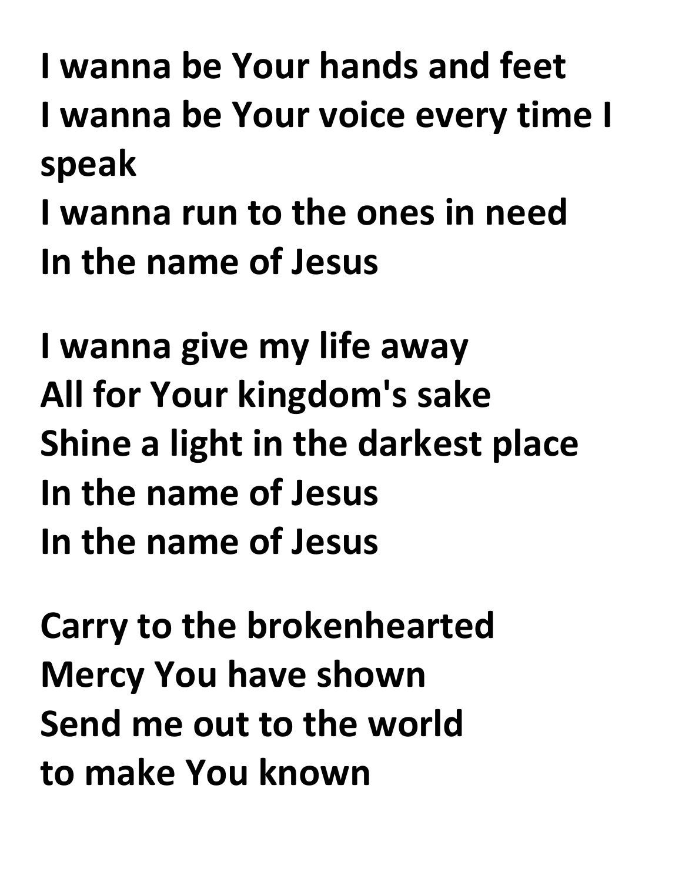**I wanna be Your hands and feet**
**I wanna be Your voice every time I speak**
**I wanna run to the ones in need**
**In the name of Jesus**

**I wanna give my life away**
**All for Your kingdom's sake**
**Shine a light in the darkest place**
**In the name of Jesus**
**In the name of Jesus**

**Carry to the brokenhearted**
**Mercy You have shown**
**Send me out to the world**
**to make You known**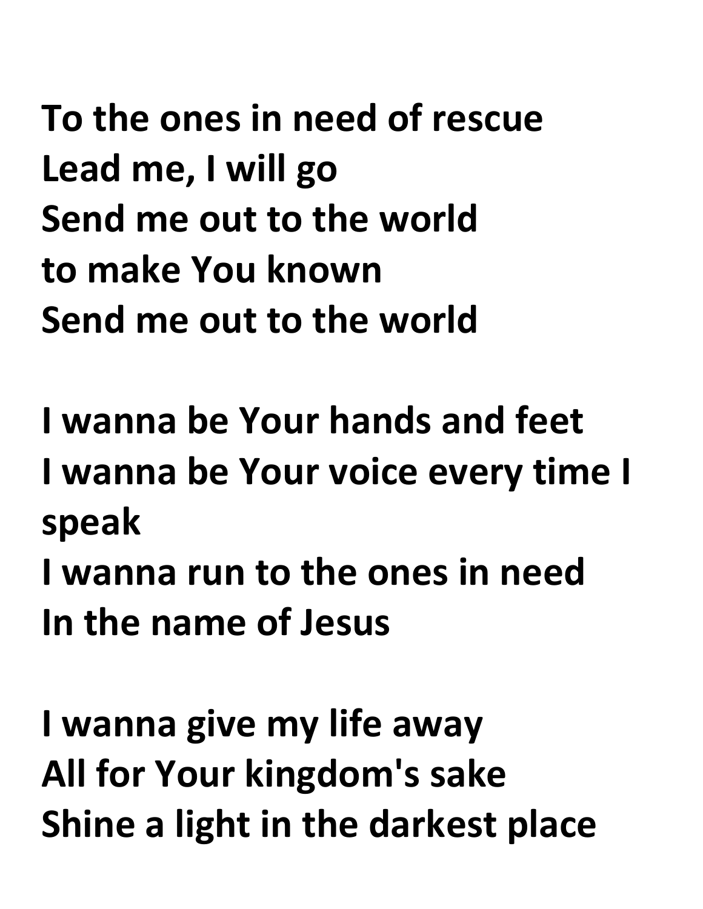**To the ones in need of rescue**
**Lead me, I will go**
**Send me out to the world**
**to make You known**
**Send me out to the world**

**I wanna be Your hands and feet**
**I wanna be Your voice every time I speak**
**I wanna run to the ones in need**
**In the name of Jesus**

**I wanna give my life away**
**All for Your kingdom's sake**
**Shine a light in the darkest place**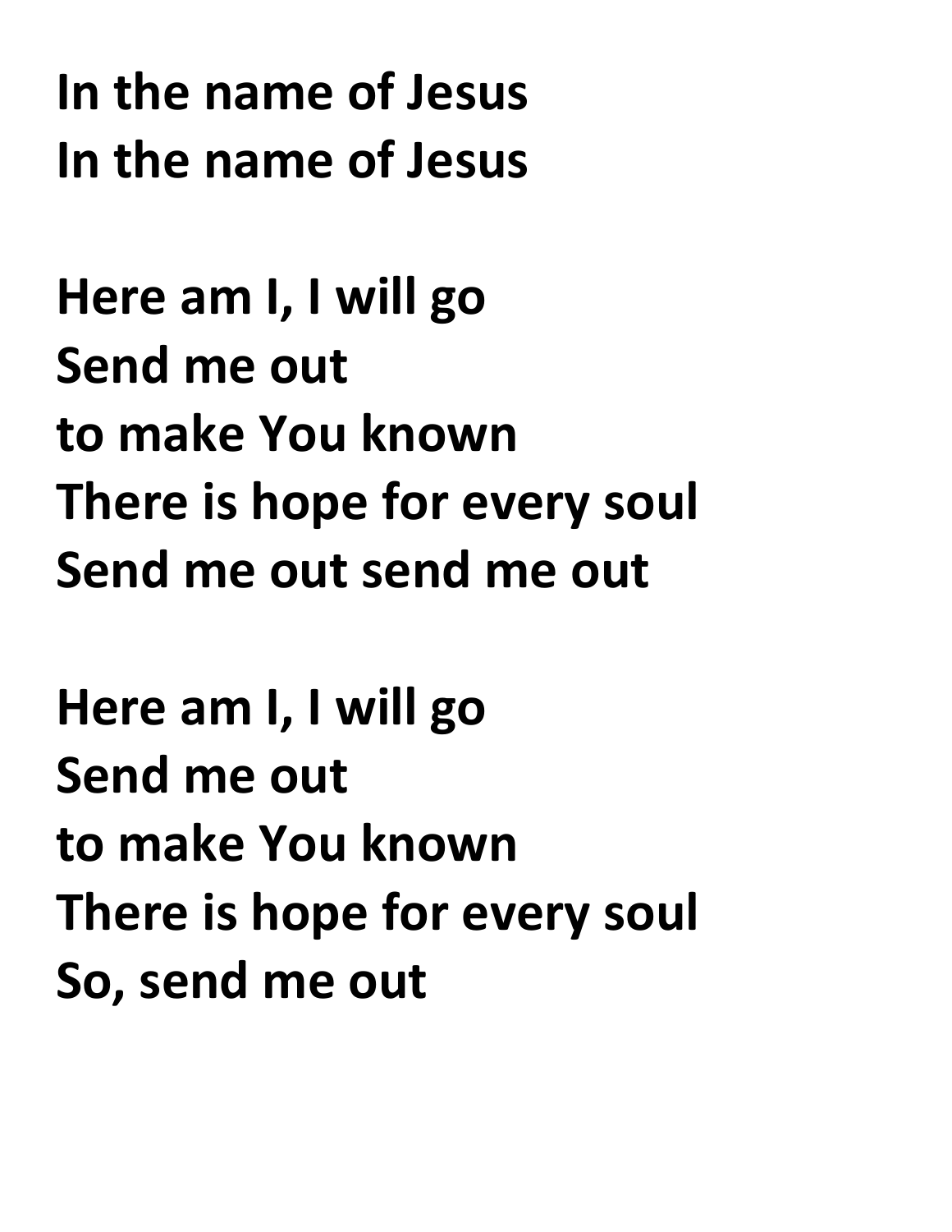**In the name of Jesus**
**In the name of Jesus**

**Here am I, I will go**
**Send me out**
**to make You known**
**There is hope for every soul**
**Send me out send me out**

**Here am I, I will go**
**Send me out**
**to make You known**
**There is hope for every soul**
**So, send me out**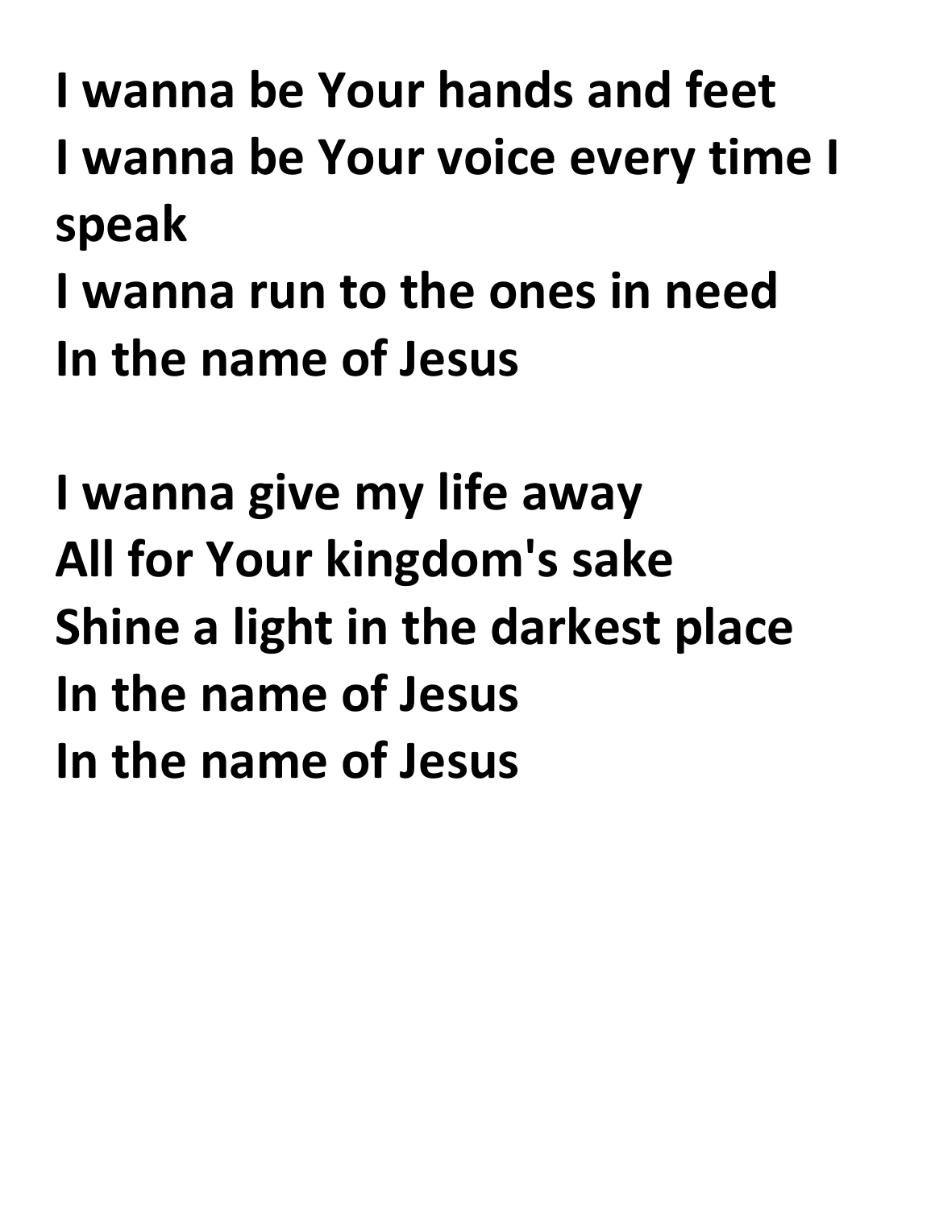**I wanna be Your hands and feet**
**I wanna be Your voice every time I speak**
**I wanna run to the ones in need**
**In the name of Jesus**

**I wanna give my life away**
**All for Your kingdom's sake**
**Shine a light in the darkest place**
**In the name of Jesus**
**In the name of Jesus**